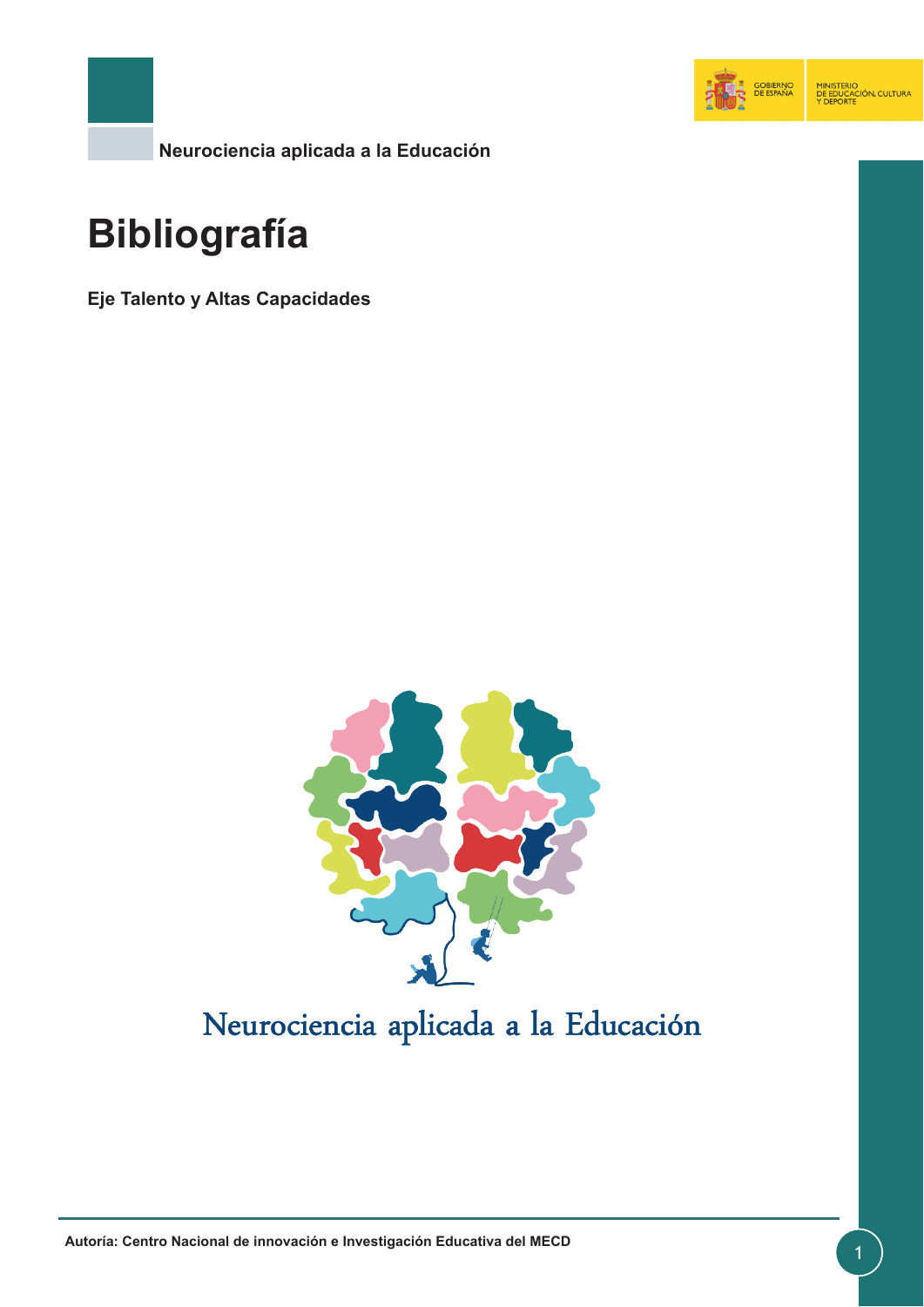Neurociencia aplicada a la Educación

# Bibliografía

**Eje Talento y Altas Capacidades**

Neurociencia aplicada a la Educación

**Autoría: Centro Nacional de innovación e Investigación Educativa del MECD**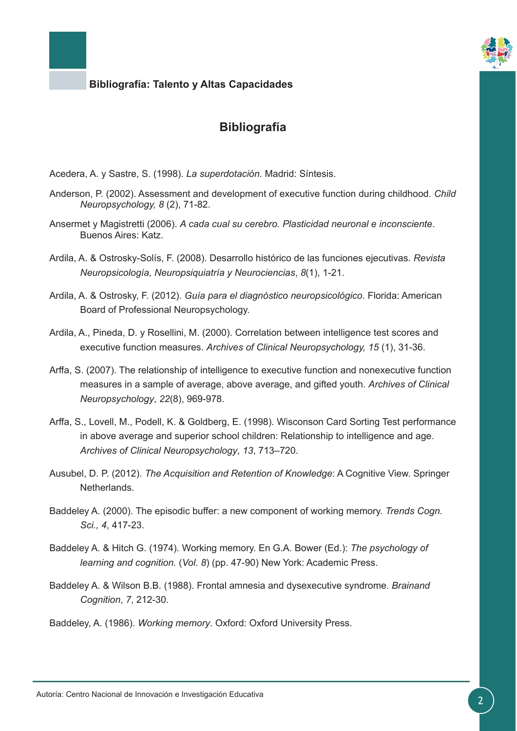## Bibliografía

Acedera, A. y Sastre, S. (1998). *La superdotación*. Madrid: Síntesis.

Anderson, P. (2002). Assessment and development of executive function during childhood. *Child Neuropsychology, 8* (2), 71-82.

Ansermet y Magistretti (2006). *A cada cual su cerebro. Plasticidad neuronal e inconsciente*. Buenos Aires: Katz.

Ardila, A. & Ostrosky-Solís, F. (2008). Desarrollo histórico de las funciones ejecutivas. *Revista Neuropsicología, Neuropsiquiatría y Neurociencias*, *8*(1), 1-21.

Ardila, A. & Ostrosky, F. (2012). *Guía para el diagnóstico neuropsicológico*. Florida: American Board of Professional Neuropsychology.

Ardila, A., Pineda, D. y Rosellini, M. (2000). Correlation between intelligence test scores and executive function measures. *Archives of Clinical Neuropsychology, 15* (1), 31-36.

Arffa, S. (2007). The relationship of intelligence to executive function and nonexecutive function measures in a sample of average, above average, and gifted youth. *Archives of Clinical Neuropsychology*, *22*(8), 969-978.

Arffa, S., Lovell, M., Podell, K. & Goldberg, E. (1998). Wisconson Card Sorting Test performance in above average and superior school children: Relationship to intelligence and age. *Archives of Clinical Neuropsychology*, *13*, 713–720.

Ausubel, D. P. (2012). *The Acquisition and Retention of Knowledge*: A Cognitive View. Springer Netherlands.

Baddeley A. (2000). The episodic buffer: a new component of working memory. *Trends Cogn. Sci., 4*, 417-23.

Baddeley A. & Hitch G. (1974). Working memory. En G.A. Bower (Ed.): *The psychology of learning and cognition.* (*Vol. 8*) (pp. 47-90) New York: Academic Press.

Baddeley A. & Wilson B.B. (1988). Frontal amnesia and dysexecutive syndrome. *Brainand Cognition*, *7*, 212-30.

Baddeley, A. (1986). *Working memory*. Oxford: Oxford University Press.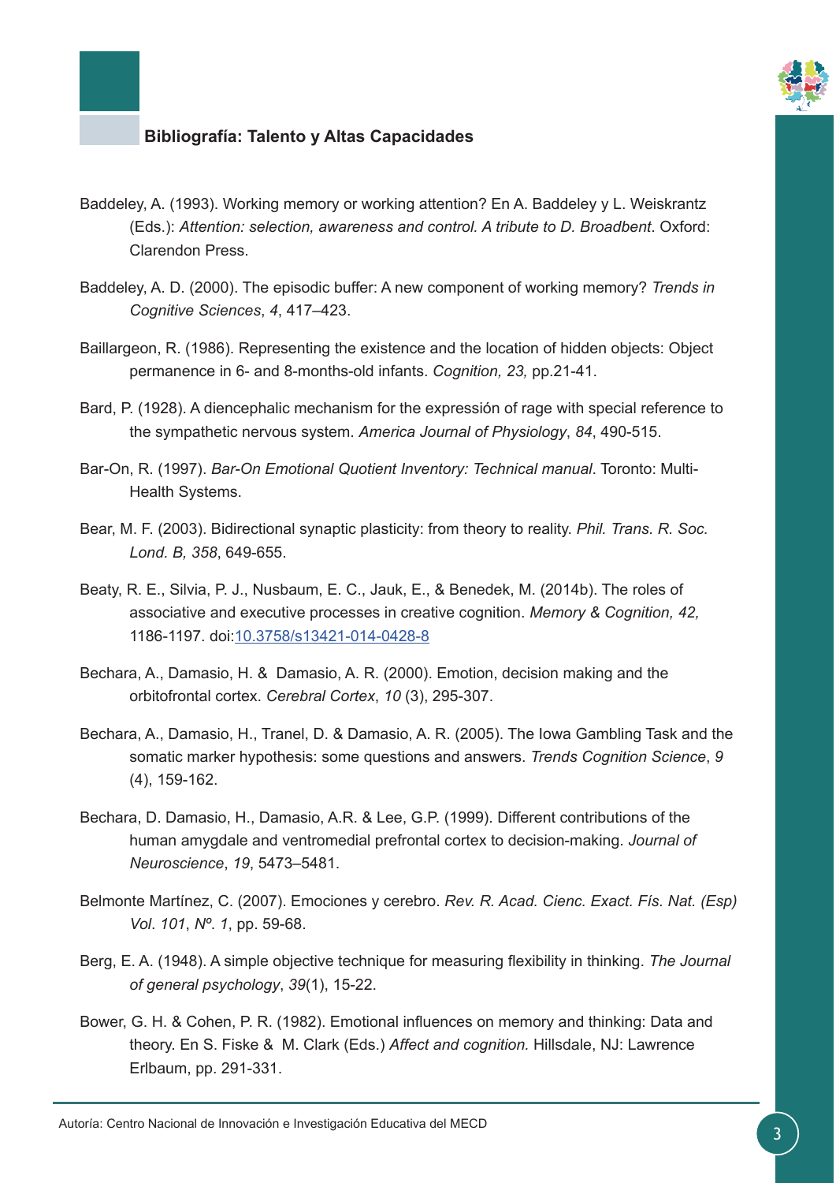## Bibliografía: Talento y Altas Capacidades

Baddeley, A. (1993). Working memory or working attention? En A. Baddeley y L. Weiskrantz (Eds.): *Attention: selection, awareness and control. A tribute to D. Broadbent*. Oxford: Clarendon Press.

Baddeley, A. D. (2000). The episodic buffer: A new component of working memory? *Trends in Cognitive Sciences*, *4*, 417–423.

Baillargeon, R. (1986). Representing the existence and the location of hidden objects: Object permanence in 6- and 8-months-old infants. *Cognition, 23,* pp.21-41.

Bard, P. (1928). A diencephalic mechanism for the expressión of rage with special reference to the sympathetic nervous system. *America Journal of Physiology*, *84*, 490-515.

Bar-On, R. (1997). *Bar-On Emotional Quotient Inventory: Technical manual*. Toronto: Multi-Health Systems.

Bear, M. F. (2003). Bidirectional synaptic plasticity: from theory to reality. *Phil. Trans. R. Soc. Lond. B, 358*, 649-655.

Beaty, R. E., Silvia, P. J., Nusbaum, E. C., Jauk, E., & Benedek, M. (2014b). The roles of associative and executive processes in creative cognition. *Memory & Cognition, 42,* 1186-1197. doi:10.3758/s13421-014-0428-8

Bechara, A., Damasio, H. & Damasio, A. R. (2000). Emotion, decision making and the orbitofrontal cortex. *Cerebral Cortex*, *10* (3), 295-307.

Bechara, A., Damasio, H., Tranel, D. & Damasio, A. R. (2005). The Iowa Gambling Task and the somatic marker hypothesis: some questions and answers. *Trends Cognition Science*, *9* (4), 159-162.

Bechara, D. Damasio, H., Damasio, A.R. & Lee, G.P. (1999). Different contributions of the human amygdale and ventromedial prefrontal cortex to decision-making. *Journal of Neuroscience*, *19*, 5473–5481.

Belmonte Martínez, C. (2007). Emociones y cerebro. *Rev. R. Acad. Cienc. Exact. Fís. Nat. (Esp) Vol. 101*, *Nº. 1*, pp. 59-68.

Berg, E. A. (1948). A simple objective technique for measuring flexibility in thinking. *The Journal of general psychology*, *39*(1), 15-22.

Bower, G. H. & Cohen, P. R. (1982). Emotional influences on memory and thinking: Data and theory. En S. Fiske & M. Clark (Eds.) *Affect and cognition.* Hillsdale, NJ: Lawrence Erlbaum, pp. 291-331.

Autoría: Centro Nacional de Innovación e Investigación Educativa del MECD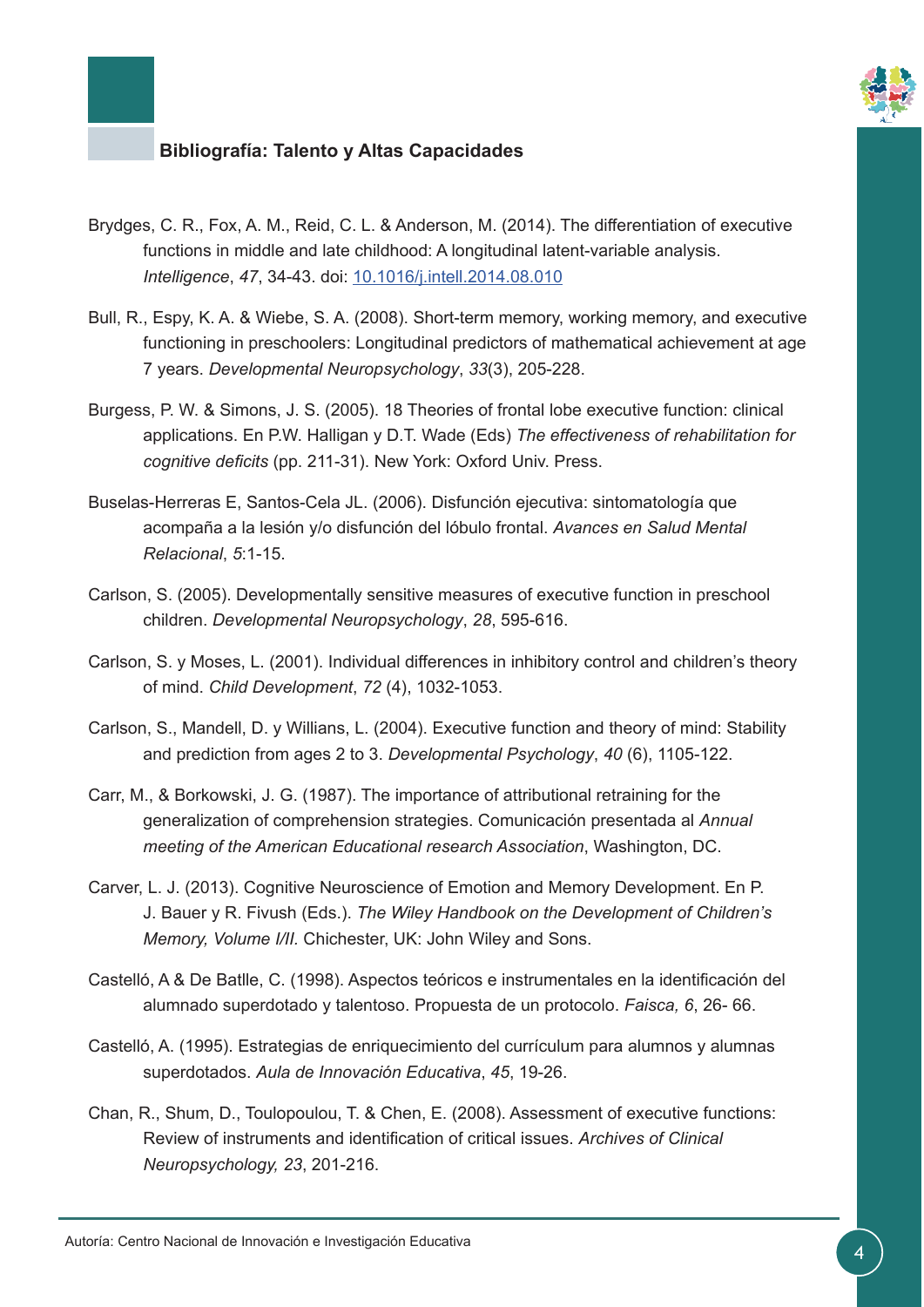**Bibliografía: Talento y Altas Capacidades**

Brydges, C. R., Fox, A. M., Reid, C. L. & Anderson, M. (2014). The differentiation of executive functions in middle and late childhood: A longitudinal latent-variable analysis. *Intelligence*, *47*, 34-43. doi: 10.1016/j.intell.2014.08.010

Bull, R., Espy, K. A. & Wiebe, S. A. (2008). Short-term memory, working memory, and executive functioning in preschoolers: Longitudinal predictors of mathematical achievement at age 7 years. *Developmental Neuropsychology*, *33*(3), 205-228.

Burgess, P. W. & Simons, J. S. (2005). 18 Theories of frontal lobe executive function: clinical applications. En P.W. Halligan y D.T. Wade (Eds) *The effectiveness of rehabilitation for cognitive deficits* (pp. 211-31). New York: Oxford Univ. Press.

Buselas-Herreras E, Santos-Cela JL. (2006). Disfunción ejecutiva: sintomatología que acompaña a la lesión y/o disfunción del lóbulo frontal. *Avances en Salud Mental Relacional*, *5*:1-15.

Carlson, S. (2005). Developmentally sensitive measures of executive function in preschool children. *Developmental Neuropsychology*, *28*, 595-616.

Carlson, S. y Moses, L. (2001). Individual differences in inhibitory control and children's theory of mind. *Child Development*, *72* (4), 1032-1053.

Carlson, S., Mandell, D. y Willians, L. (2004). Executive function and theory of mind: Stability and prediction from ages 2 to 3. *Developmental Psychology*, *40* (6), 1105-122.

Carr, M., & Borkowski, J. G. (1987). The importance of attributional retraining for the generalization of comprehension strategies. Comunicación presentada al *Annual meeting of the American Educational research Association*, Washington, DC.

Carver, L. J. (2013). Cognitive Neuroscience of Emotion and Memory Development. En P. J. Bauer y R. Fivush (Eds.). *The Wiley Handbook on the Development of Children's Memory, Volume I/II.* Chichester, UK: John Wiley and Sons.

Castelló, A & De Batlle, C. (1998). Aspectos teóricos e instrumentales en la identificación del alumnado superdotado y talentoso. Propuesta de un protocolo. *Faisca, 6*, 26- 66.

Castelló, A. (1995). Estrategias de enriquecimiento del currículum para alumnos y alumnas superdotados. *Aula de Innovación Educativa*, *45*, 19-26.

Chan, R., Shum, D., Toulopoulou, T. & Chen, E. (2008). Assessment of executive functions: Review of instruments and identification of critical issues. *Archives of Clinical Neuropsychology, 23*, 201-216.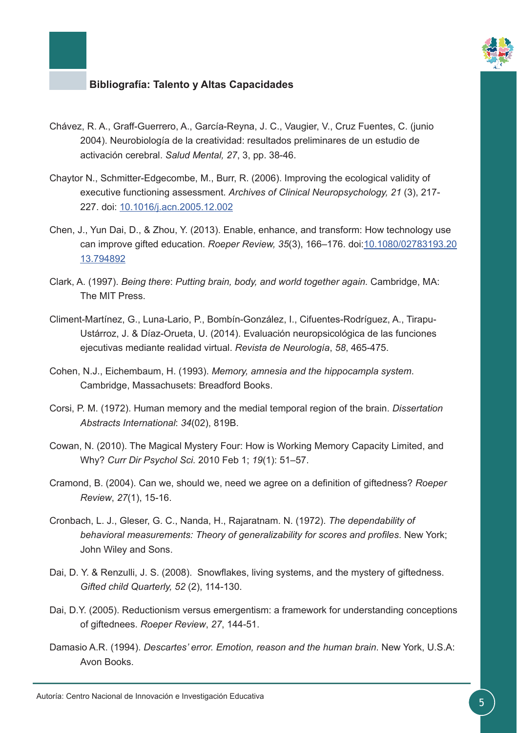## Bibliografía: Talento y Altas Capacidades

Chávez, R. A., Graff-Guerrero, A., García-Reyna, J. C., Vaugier, V., Cruz Fuentes, C. (junio 2004). Neurobiología de la creatividad: resultados preliminares de un estudio de activación cerebral. *Salud Mental, 27*, 3, pp. 38-46.

Chaytor N., Schmitter-Edgecombe, M., Burr, R. (2006). Improving the ecological validity of executive functioning assessment. *Archives of Clinical Neuropsychology, 21* (3), 217-227. doi: 10.1016/j.acn.2005.12.002

Chen, J., Yun Dai, D., & Zhou, Y. (2013). Enable, enhance, and transform: How technology use can improve gifted education. *Roeper Review, 35*(3), 166–176. doi:10.1080/02783193.2013.794892

Clark, A. (1997). *Being there*: *Putting brain, body, and world together again.* Cambridge, MA: The MIT Press.

Climent-Martínez, G., Luna-Lario, P., Bombín-González, I., Cifuentes-Rodríguez, A., Tirapu-Ustárroz, J. & Díaz-Orueta, U. (2014). Evaluación neuropsicológica de las funciones ejecutivas mediante realidad virtual. *Revista de Neurología*, *58*, 465-475.

Cohen, N.J., Eichembaum, H. (1993). *Memory, amnesia and the hippocampla system*. Cambridge, Massachusets: Breadford Books.

Corsi, P. M. (1972). Human memory and the medial temporal region of the brain. *Dissertation Abstracts International*: *34*(02), 819B.

Cowan, N. (2010). The Magical Mystery Four: How is Working Memory Capacity Limited, and Why? *Curr Dir Psychol Sci*. 2010 Feb 1; *19*(1): 51–57.

Cramond, B. (2004). Can we, should we, need we agree on a definition of giftedness? *Roeper Review*, *27*(1), 15-16.

Cronbach, L. J., Gleser, G. C., Nanda, H., Rajaratnam. N. (1972). *The dependability of behavioral measurements: Theory of generalizability for scores and profiles*. New York; John Wiley and Sons.

Dai, D. Y. & Renzulli, J. S. (2008). Snowflakes, living systems, and the mystery of giftedness. *Gifted child Quarterly, 52* (2), 114-130.

Dai, D.Y. (2005). Reductionism versus emergentism: a framework for understanding conceptions of giftednees. *Roeper Review*, *27*, 144-51.

Damasio A.R. (1994). *Descartes' error. Emotion, reason and the human brain*. New York, U.S.A: Avon Books.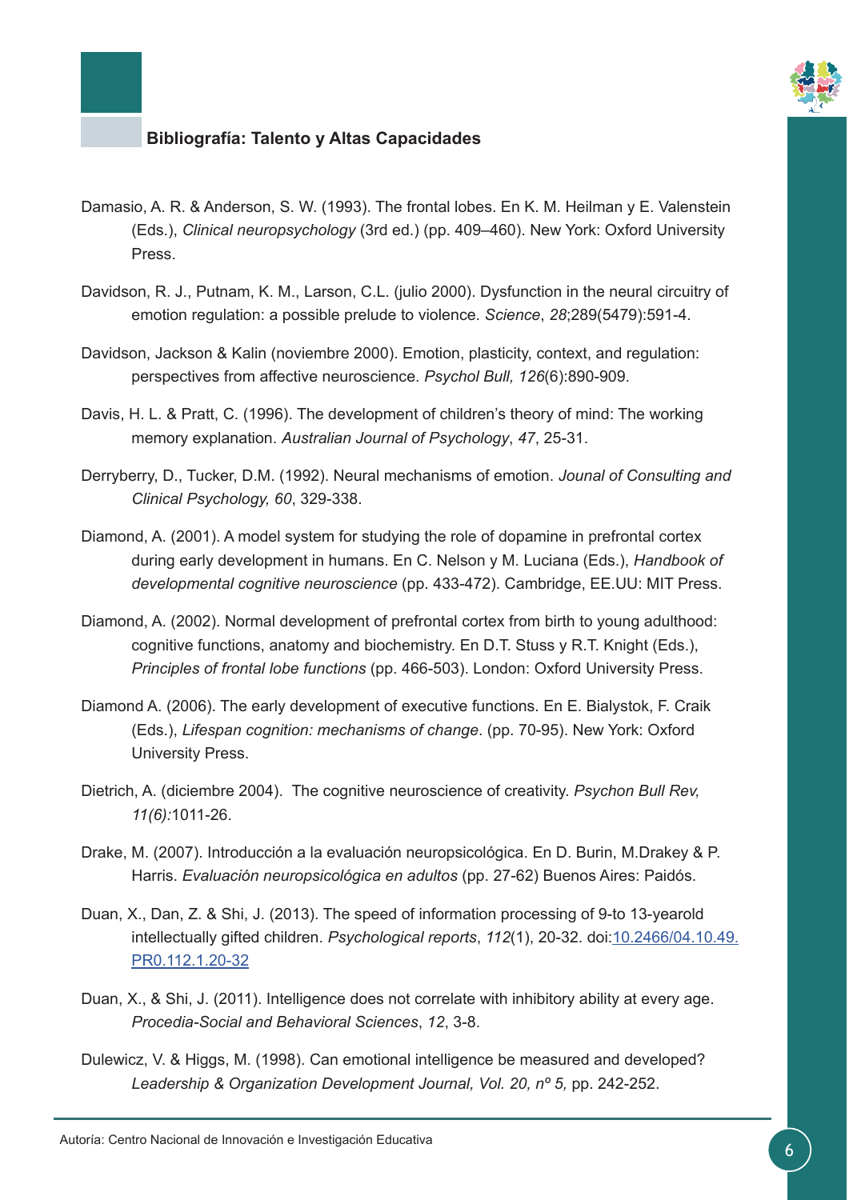### Bibliografía: Talento y Altas Capacidades

Damasio, A. R. & Anderson, S. W. (1993). The frontal lobes. En K. M. Heilman y E. Valenstein (Eds.), *Clinical neuropsychology* (3rd ed.) (pp. 409–460). New York: Oxford University Press.

Davidson, R. J., Putnam, K. M., Larson, C.L. (julio 2000). Dysfunction in the neural circuitry of emotion regulation: a possible prelude to violence. *Science*, *28*;289(5479):591-4.

Davidson, Jackson & Kalin (noviembre 2000). Emotion, plasticity, context, and regulation: perspectives from affective neuroscience. *Psychol Bull, 126*(6):890-909.

Davis, H. L. & Pratt, C. (1996). The development of children's theory of mind: The working memory explanation. *Australian Journal of Psychology*, *47*, 25-31.

Derryberry, D., Tucker, D.M. (1992). Neural mechanisms of emotion. *Jounal of Consulting and Clinical Psychology, 60*, 329-338.

Diamond, A. (2001). A model system for studying the role of dopamine in prefrontal cortex during early development in humans. En C. Nelson y M. Luciana (Eds.), *Handbook of developmental cognitive neuroscience* (pp. 433-472). Cambridge, EE.UU: MIT Press.

Diamond, A. (2002). Normal development of prefrontal cortex from birth to young adulthood: cognitive functions, anatomy and biochemistry. En D.T. Stuss y R.T. Knight (Eds.), *Principles of frontal lobe functions* (pp. 466-503). London: Oxford University Press.

Diamond A. (2006). The early development of executive functions. En E. Bialystok, F. Craik (Eds.), *Lifespan cognition: mechanisms of change*. (pp. 70-95). New York: Oxford University Press.

Dietrich, A. (diciembre 2004). The cognitive neuroscience of creativity. *Psychon Bull Rev, 11(6):*1011-26.

Drake, M. (2007). Introducción a la evaluación neuropsicológica. En D. Burin, M.Drakey & P. Harris. *Evaluación neuropsicológica en adultos* (pp. 27-62) Buenos Aires: Paidós.

Duan, X., Dan, Z. & Shi, J. (2013). The speed of information processing of 9-to 13-yearold intellectually gifted children. *Psychological reports*, *112*(1), 20-32. doi:10.2466/04.10.49.PR0.112.1.20-32

Duan, X., & Shi, J. (2011). Intelligence does not correlate with inhibitory ability at every age. *Procedia-Social and Behavioral Sciences*, *12*, 3-8.

Dulewicz, V. & Higgs, M. (1998). Can emotional intelligence be measured and developed? *Leadership & Organization Development Journal, Vol. 20, nº 5,* pp. 242-252.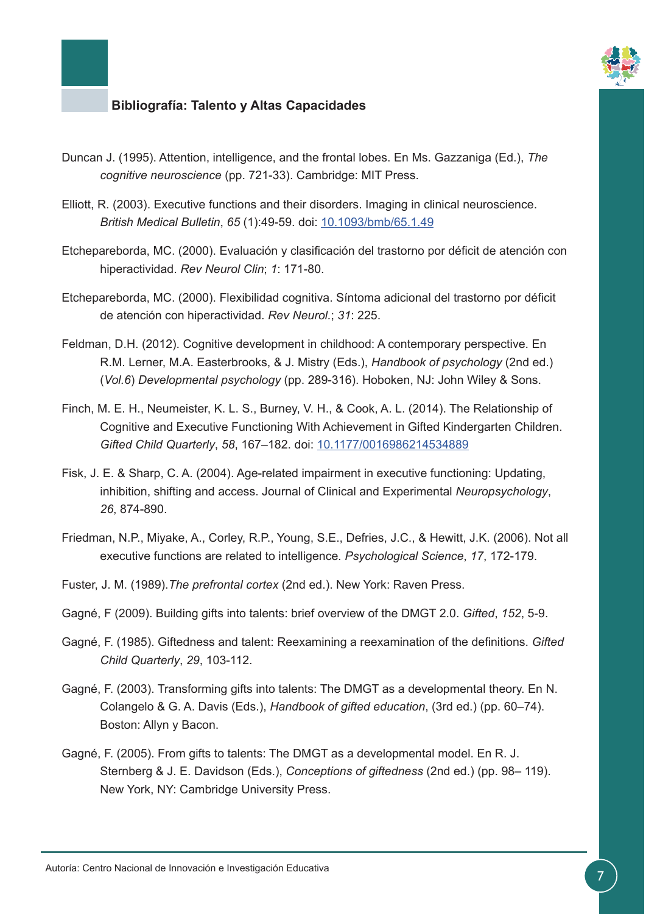## Bibliografía: Talento y Altas Capacidades

Duncan J. (1995). Attention, intelligence, and the frontal lobes. En Ms. Gazzaniga (Ed.), *The cognitive neuroscience* (pp. 721-33). Cambridge: MIT Press.

Elliott, R. (2003). Executive functions and their disorders. Imaging in clinical neuroscience. *British Medical Bulletin*, *65* (1):49-59. doi: 10.1093/bmb/65.1.49

Etchepareborda, MC. (2000). Evaluación y clasificación del trastorno por déficit de atención con hiperactividad. *Rev Neurol Clin*; *1*: 171-80.

Etchepareborda, MC. (2000). Flexibilidad cognitiva. Síntoma adicional del trastorno por déficit de atención con hiperactividad. *Rev Neurol.*; *31*: 225.

Feldman, D.H. (2012). Cognitive development in childhood: A contemporary perspective. En R.M. Lerner, M.A. Easterbrooks, & J. Mistry (Eds.), *Handbook of psychology* (2nd ed.) (*Vol.6*) *Developmental psychology* (pp. 289-316). Hoboken, NJ: John Wiley & Sons.

Finch, M. E. H., Neumeister, K. L. S., Burney, V. H., & Cook, A. L. (2014). The Relationship of Cognitive and Executive Functioning With Achievement in Gifted Kindergarten Children. *Gifted Child Quarterly*, *58*, 167–182. doi: 10.1177/0016986214534889

Fisk, J. E. & Sharp, C. A. (2004). Age-related impairment in executive functioning: Updating, inhibition, shifting and access. Journal of Clinical and Experimental *Neuropsychology*, *26*, 874-890.

Friedman, N.P., Miyake, A., Corley, R.P., Young, S.E., Defries, J.C., & Hewitt, J.K. (2006). Not all executive functions are related to intelligence. *Psychological Science*, *17*, 172-179.

Fuster, J. M. (1989).*The prefrontal cortex* (2nd ed.). New York: Raven Press.

Gagné, F (2009). Building gifts into talents: brief overview of the DMGT 2.0. *Gifted*, *152*, 5-9.

Gagné, F. (1985). Giftedness and talent: Reexamining a reexamination of the definitions. *Gifted Child Quarterly*, *29*, 103-112.

Gagné, F. (2003). Transforming gifts into talents: The DMGT as a developmental theory. En N. Colangelo & G. A. Davis (Eds.), *Handbook of gifted education*, (3rd ed.) (pp. 60–74). Boston: Allyn y Bacon.

Gagné, F. (2005). From gifts to talents: The DMGT as a developmental model. En R. J. Sternberg & J. E. Davidson (Eds.), *Conceptions of giftedness* (2nd ed.) (pp. 98– 119). New York, NY: Cambridge University Press.

Autoría: Centro Nacional de Innovación e Investigación Educativa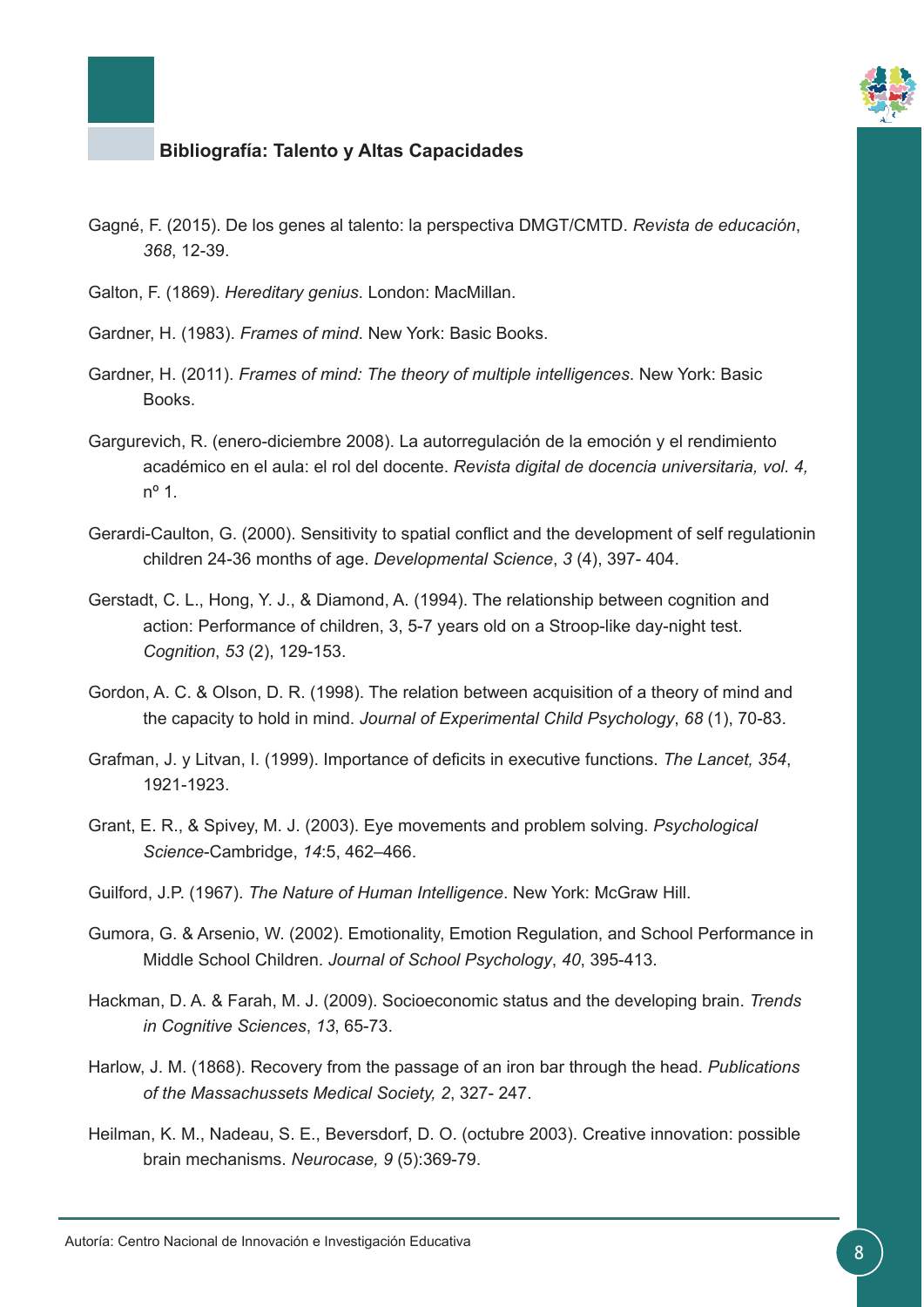**Bibliografía: Talento y Altas Capacidades**

Gagné, F. (2015). De los genes al talento: la perspectiva DMGT/CMTD. *Revista de educación*, *368*, 12-39.

Galton, F. (1869). *Hereditary genius*. London: MacMillan.

Gardner, H. (1983). *Frames of mind*. New York: Basic Books.

Gardner, H. (2011). *Frames of mind: The theory of multiple intelligences*. New York: Basic Books.

Gargurevich, R. (enero-diciembre 2008). La autorregulación de la emoción y el rendimiento académico en el aula: el rol del docente. *Revista digital de docencia universitaria, vol. 4,* nº 1.

Gerardi-Caulton, G. (2000). Sensitivity to spatial conflict and the development of self regulationin children 24-36 months of age. *Developmental Science*, *3* (4), 397- 404.

Gerstadt, C. L., Hong, Y. J., & Diamond, A. (1994). The relationship between cognition and action: Performance of children, 3, 5-7 years old on a Stroop-like day-night test. *Cognition*, *53* (2), 129-153.

Gordon, A. C. & Olson, D. R. (1998). The relation between acquisition of a theory of mind and the capacity to hold in mind. *Journal of Experimental Child Psychology*, *68* (1), 70-83.

Grafman, J. y Litvan, I. (1999). Importance of deficits in executive functions. *The Lancet, 354*, 1921-1923.

Grant, E. R., & Spivey, M. J. (2003). Eye movements and problem solving. *Psychological Science*-Cambridge, *14*:5, 462–466.

Guilford, J.P. (1967). *The Nature of Human Intelligence*. New York: McGraw Hill.

Gumora, G. & Arsenio, W. (2002). Emotionality, Emotion Regulation, and School Performance in Middle School Children. *Journal of School Psychology*, *40*, 395-413.

Hackman, D. A. & Farah, M. J. (2009). Socioeconomic status and the developing brain. *Trends in Cognitive Sciences*, *13*, 65-73.

Harlow, J. M. (1868). Recovery from the passage of an iron bar through the head. *Publications of the Massachussets Medical Society, 2*, 327- 247.

Heilman, K. M., Nadeau, S. E., Beversdorf, D. O. (octubre 2003). Creative innovation: possible brain mechanisms. *Neurocase, 9* (5):369-79.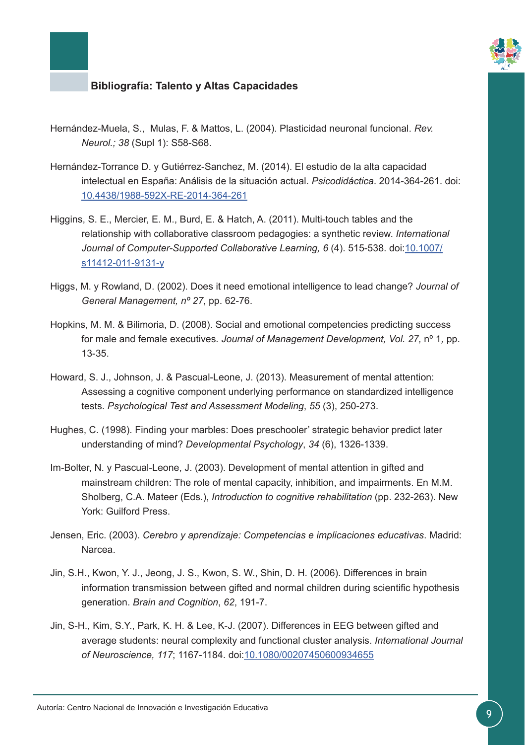**Bibliografía: Talento y Altas Capacidades**

Hernández-Muela, S., Mulas, F. & Mattos, L. (2004). Plasticidad neuronal funcional. *Rev. Neurol.; 38* (Supl 1): S58-S68.

Hernández-Torrance D. y Gutiérrez-Sanchez, M. (2014). El estudio de la alta capacidad intelectual en España: Análisis de la situación actual. *Psicodidáctica*. 2014-364-261. doi: 10.4438/1988-592X-RE-2014-364-261

Higgins, S. E., Mercier, E. M., Burd, E. & Hatch, A. (2011). Multi-touch tables and the relationship with collaborative classroom pedagogies: a synthetic review. *International Journal of Computer-Supported Collaborative Learning, 6* (4). 515-538. doi:10.1007/s11412-011-9131-y

Higgs, M. y Rowland, D. (2002). Does it need emotional intelligence to lead change? *Journal of General Management, nº 27*, pp. 62-76.

Hopkins, M. M. & Bilimoria, D. (2008). Social and emotional competencies predicting success for male and female executives. *Journal of Management Development, Vol. 27,* nº 1, pp. 13-35.

Howard, S. J., Johnson, J. & Pascual-Leone, J. (2013). Measurement of mental attention: Assessing a cognitive component underlying performance on standardized intelligence tests. *Psychological Test and Assessment Modeling*, *55* (3), 250-273.

Hughes, C. (1998). Finding your marbles: Does preschooler' strategic behavior predict later understanding of mind? *Developmental Psychology*, *34* (6), 1326-1339.

Im-Bolter, N. y Pascual-Leone, J. (2003). Development of mental attention in gifted and mainstream children: The role of mental capacity, inhibition, and impairments. En M.M. Sholberg, C.A. Mateer (Eds.), *Introduction to cognitive rehabilitation* (pp. 232-263). New York: Guilford Press.

Jensen, Eric. (2003). *Cerebro y aprendizaje: Competencias e implicaciones educativas*. Madrid: Narcea.

Jin, S.H., Kwon, Y. J., Jeong, J. S., Kwon, S. W., Shin, D. H. (2006). Differences in brain information transmission between gifted and normal children during scientific hypothesis generation. *Brain and Cognition*, *62*, 191-7.

Jin, S-H., Kim, S.Y., Park, K. H. & Lee, K-J. (2007). Differences in EEG between gifted and average students: neural complexity and functional cluster analysis. *International Journal of Neuroscience, 117*; 1167-1184. doi:10.1080/00207450600934655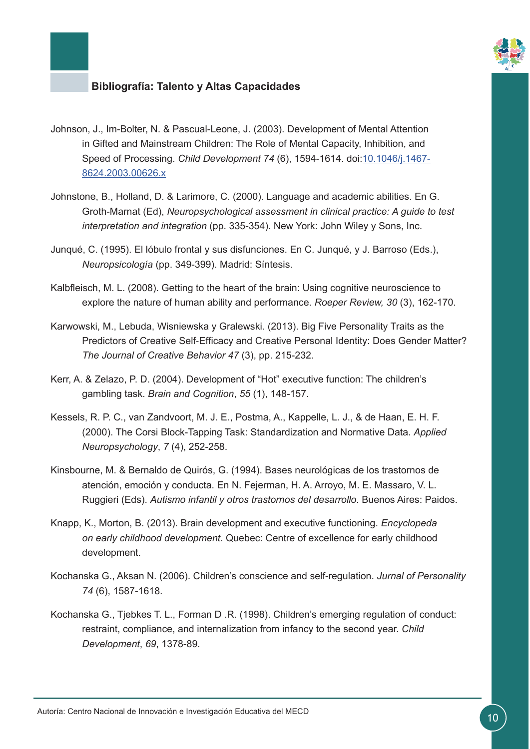**Bibliografía: Talento y Altas Capacidades**

Johnson, J., Im-Bolter, N. & Pascual-Leone, J. (2003). Development of Mental Attention in Gifted and Mainstream Children: The Role of Mental Capacity, Inhibition, and Speed of Processing. *Child Development 74* (6), 1594-1614. doi:[10.1046/j.1467-8624.2003.00626.x](https://doi.org/10.1046/j.1467-8624.2003.00626.x)

Johnstone, B., Holland, D. & Larimore, C. (2000). Language and academic abilities. En G. Groth-Marnat (Ed), *Neuropsychological assessment in clinical practice: A guide to test interpretation and integration* (pp. 335-354). New York: John Wiley y Sons, Inc.

Junqué, C. (1995). El lóbulo frontal y sus disfunciones. En C. Junqué, y J. Barroso (Eds.), *Neuropsicología* (pp. 349-399). Madrid: Síntesis.

Kalbfleisch, M. L. (2008). Getting to the heart of the brain: Using cognitive neuroscience to explore the nature of human ability and performance. *Roeper Review, 30* (3), 162-170.

Karwowski, M., Lebuda, Wisniewska y Gralewski. (2013). Big Five Personality Traits as the Predictors of Creative Self-Efficacy and Creative Personal Identity: Does Gender Matter? *The Journal of Creative Behavior 47* (3), pp. 215-232.

Kerr, A. & Zelazo, P. D. (2004). Development of "Hot" executive function: The children's gambling task. *Brain and Cognition*, *55* (1), 148-157.

Kessels, R. P. C., van Zandvoort, M. J. E., Postma, A., Kappelle, L. J., & de Haan, E. H. F. (2000). The Corsi Block-Tapping Task: Standardization and Normative Data. *Applied Neuropsychology*, *7* (4), 252-258.

Kinsbourne, M. & Bernaldo de Quirós, G. (1994). Bases neurológicas de los trastornos de atención, emoción y conducta. En N. Fejerman, H. A. Arroyo, M. E. Massaro, V. L. Ruggieri (Eds). *Autismo infantil y otros trastornos del desarrollo*. Buenos Aires: Paidos.

Knapp, K., Morton, B. (2013). Brain development and executive functioning. *Encyclopeda on early childhood development*. Quebec: Centre of excellence for early childhood development.

Kochanska G., Aksan N. (2006). Children's conscience and self-regulation. *Jurnal of Personality 74* (6), 1587-1618.

Kochanska G., Tjebkes T. L., Forman D .R. (1998). Children's emerging regulation of conduct: restraint, compliance, and internalization from infancy to the second year. *Child Development*, *69*, 1378-89.

Autoría: Centro Nacional de Innovación e Investigación Educativa del MECD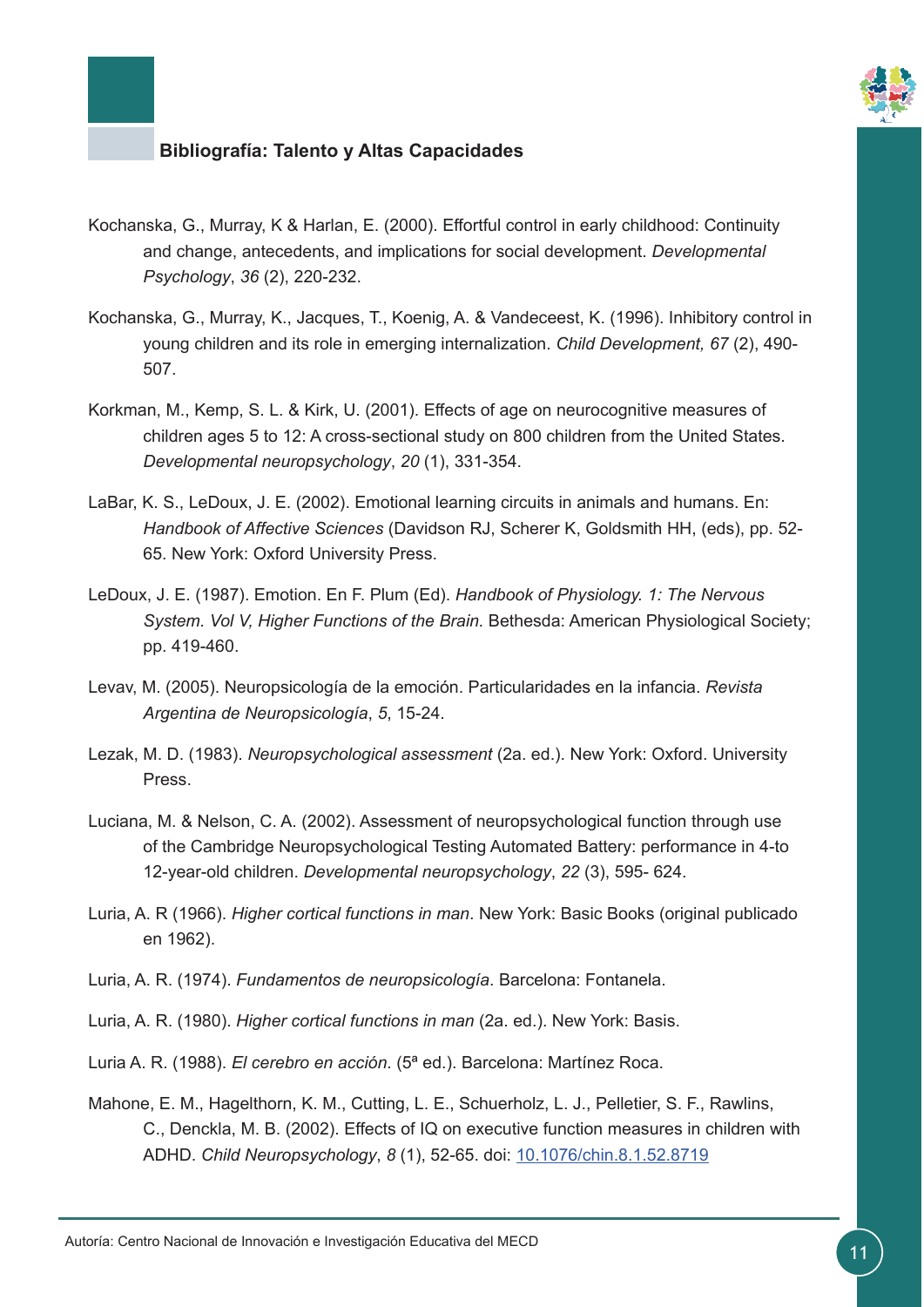**Bibliografía: Talento y Altas Capacidades**

Kochanska, G., Murray, K & Harlan, E. (2000). Effortful control in early childhood: Continuity and change, antecedents, and implications for social development. *Developmental Psychology*, *36* (2), 220-232.

Kochanska, G., Murray, K., Jacques, T., Koenig, A. & Vandeceest, K. (1996). Inhibitory control in young children and its role in emerging internalization. *Child Development, 67* (2), 490-507.

Korkman, M., Kemp, S. L. & Kirk, U. (2001). Effects of age on neurocognitive measures of children ages 5 to 12: A cross-sectional study on 800 children from the United States. *Developmental neuropsychology*, *20* (1), 331-354.

LaBar, K. S., LeDoux, J. E. (2002). Emotional learning circuits in animals and humans. En: *Handbook of Affective Sciences* (Davidson RJ, Scherer K, Goldsmith HH, (eds), pp. 52-65. New York: Oxford University Press.

LeDoux, J. E. (1987). Emotion. En F. Plum (Ed). *Handbook of Physiology. 1: The Nervous System. Vol V, Higher Functions of the Brain.* Bethesda: American Physiological Society; pp. 419-460.

Levav, M. (2005). Neuropsicología de la emoción. Particularidades en la infancia. *Revista Argentina de Neuropsicología*, *5*, 15-24.

Lezak, M. D. (1983). *Neuropsychological assessment* (2a. ed.). New York: Oxford. University Press.

Luciana, M. & Nelson, C. A. (2002). Assessment of neuropsychological function through use of the Cambridge Neuropsychological Testing Automated Battery: performance in 4-to 12-year-old children. *Developmental neuropsychology*, *22* (3), 595- 624.

Luria, A. R (1966). *Higher cortical functions in man*. New York: Basic Books (original publicado en 1962).

Luria, A. R. (1974). *Fundamentos de neuropsicología*. Barcelona: Fontanela.

Luria, A. R. (1980). *Higher cortical functions in man* (2a. ed.). New York: Basis.

Luria A. R. (1988). *El cerebro en acción*. (5ª ed.). Barcelona: Martínez Roca.

Mahone, E. M., Hagelthorn, K. M., Cutting, L. E., Schuerholz, L. J., Pelletier, S. F., Rawlins, C., Denckla, M. B. (2002). Effects of IQ on executive function measures in children with ADHD. *Child Neuropsychology*, *8* (1), 52-65. doi: 10.1076/chin.8.1.52.8719

Autoría: Centro Nacional de Innovación e Investigación Educativa del MECD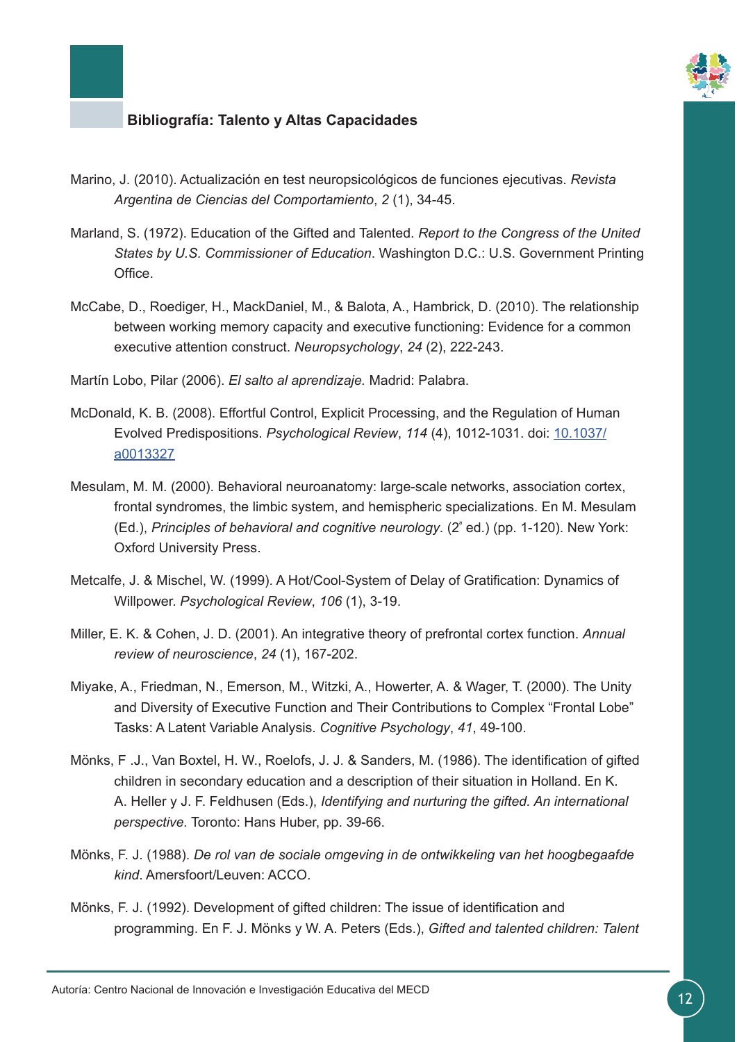**Bibliografía: Talento y Altas Capacidades**

Marino, J. (2010). Actualización en test neuropsicológicos de funciones ejecutivas. *Revista Argentina de Ciencias del Comportamiento*, *2* (1), 34-45.

Marland, S. (1972). Education of the Gifted and Talented. *Report to the Congress of the United States by U.S. Commissioner of Education*. Washington D.C.: U.S. Government Printing Office.

McCabe, D., Roediger, H., MackDaniel, M., & Balota, A., Hambrick, D. (2010). The relationship between working memory capacity and executive functioning: Evidence for a common executive attention construct. *Neuropsychology*, *24* (2), 222-243.

Martín Lobo, Pilar (2006). *El salto al aprendizaje.* Madrid: Palabra.

McDonald, K. B. (2008). Effortful Control, Explicit Processing, and the Regulation of Human Evolved Predispositions. *Psychological Review*, *114* (4), 1012-1031. doi: [10.1037/a0013327](10.1037/a0013327)

Mesulam, M. M. (2000). Behavioral neuroanatomy: large-scale networks, association cortex, frontal syndromes, the limbic system, and hemispheric specializations. En M. Mesulam (Ed.), *Principles of behavioral and cognitive neurology*. (2ª ed.) (pp. 1-120). New York: Oxford University Press.

Metcalfe, J. & Mischel, W. (1999). A Hot/Cool-System of Delay of Gratification: Dynamics of Willpower. *Psychological Review*, *106* (1), 3-19.

Miller, E. K. & Cohen, J. D. (2001). An integrative theory of prefrontal cortex function. *Annual review of neuroscience*, *24* (1), 167-202.

Miyake, A., Friedman, N., Emerson, M., Witzki, A., Howerter, A. & Wager, T. (2000). The Unity and Diversity of Executive Function and Their Contributions to Complex "Frontal Lobe" Tasks: A Latent Variable Analysis. *Cognitive Psychology*, *41*, 49-100.

Mönks, F .J., Van Boxtel, H. W., Roelofs, J. J. & Sanders, M. (1986). The identification of gifted children in secondary education and a description of their situation in Holland. En K. A. Heller y J. F. Feldhusen (Eds.), *Identifying and nurturing the gifted. An international perspective.* Toronto: Hans Huber, pp. 39-66.

Mönks, F. J. (1988). *De rol van de sociale omgeving in de ontwikkeling van het hoogbegaafde kind*. Amersfoort/Leuven: ACCO.

Mönks, F. J. (1992). Development of gifted children: The issue of identification and programming. En F. J. Mönks y W. A. Peters (Eds.), *Gifted and talented children: Talent*

Autoría: Centro Nacional de Innovación e Investigación Educativa del MECD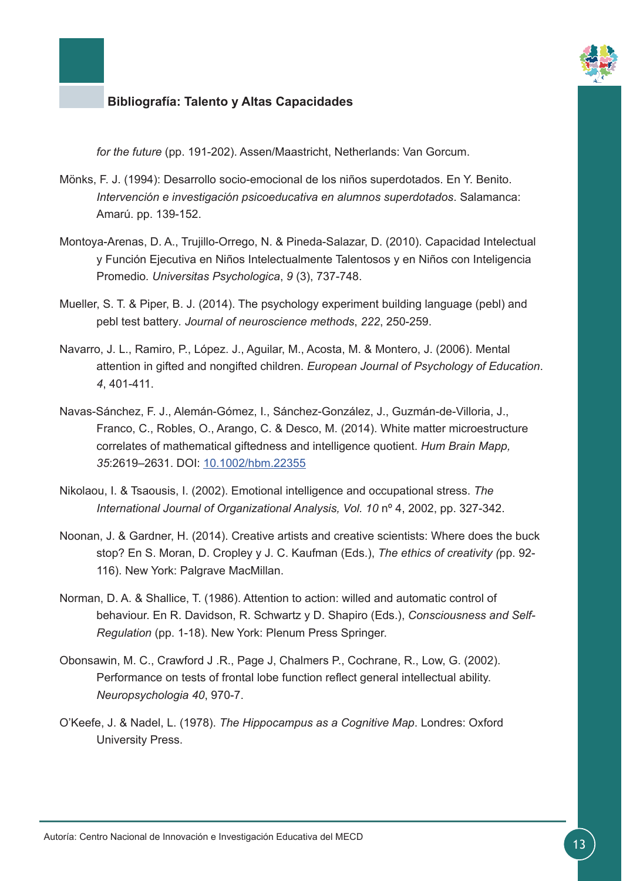*for the future* (pp. 191-202). Assen/Maastricht, Netherlands: Van Gorcum.

Mönks, F. J. (1994): Desarrollo socio-emocional de los niños superdotados. En Y. Benito. *Intervención e investigación psicoeducativa en alumnos superdotados*. Salamanca: Amarú. pp. 139-152.

Montoya-Arenas, D. A., Trujillo-Orrego, N. & Pineda-Salazar, D. (2010). Capacidad Intelectual y Función Ejecutiva en Niños Intelectualmente Talentosos y en Niños con Inteligencia Promedio. *Universitas Psychologica*, *9* (3), 737-748.

Mueller, S. T. & Piper, B. J. (2014). The psychology experiment building language (pebl) and pebl test battery. *Journal of neuroscience methods*, *222*, 250-259.

Navarro, J. L., Ramiro, P., López. J., Aguilar, M., Acosta, M. & Montero, J. (2006). Mental attention in gifted and nongifted children. *European Journal of Psychology of Education*. *4*, 401-411.

Navas-Sánchez, F. J., Alemán-Gómez, I., Sánchez-González, J., Guzmán-de-Villoria, J., Franco, C., Robles, O., Arango, C. & Desco, M. (2014). White matter microestructure correlates of mathematical giftedness and intelligence quotient. *Hum Brain Mapp, 35*:2619–2631. DOI: [10.1002/hbm.22355](10.1002/hbm.22355)

Nikolaou, I. & Tsaousis, I. (2002). Emotional intelligence and occupational stress. *The International Journal of Organizational Analysis, Vol. 10* nº 4, 2002, pp. 327-342.

Noonan, J. & Gardner, H. (2014). Creative artists and creative scientists: Where does the buck stop? En S. Moran, D. Cropley y J. C. Kaufman (Eds.), *The ethics of creativity (*pp. 92-116). New York: Palgrave MacMillan.

Norman, D. A. & Shallice, T. (1986). Attention to action: willed and automatic control of behaviour. En R. Davidson, R. Schwartz y D. Shapiro (Eds.), *Consciousness and Self-Regulation* (pp. 1-18). New York: Plenum Press Springer.

Obonsawin, M. C., Crawford J .R., Page J, Chalmers P., Cochrane, R., Low, G. (2002). Performance on tests of frontal lobe function reflect general intellectual ability. *Neuropsychologia 40*, 970-7.

O'Keefe, J. & Nadel, L. (1978). *The Hippocampus as a Cognitive Map*. Londres: Oxford University Press.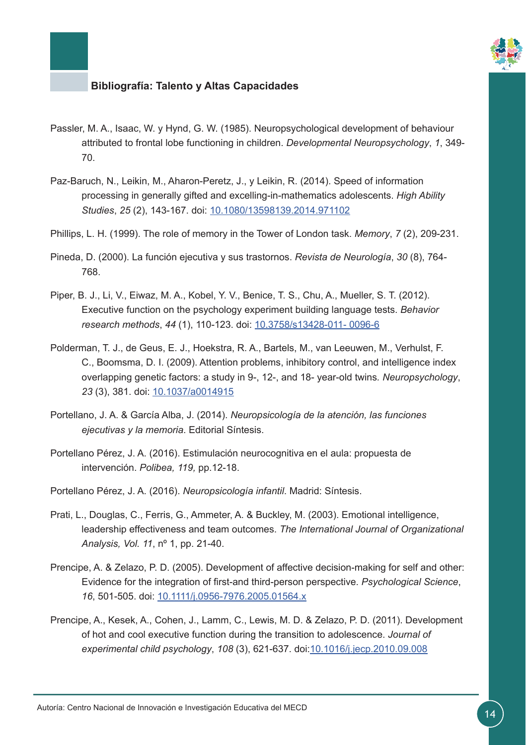**Bibliografía: Talento y Altas Capacidades**

Passler, M. A., Isaac, W. y Hynd, G. W. (1985). Neuropsychological development of behaviour attributed to frontal lobe functioning in children. *Developmental Neuropsychology*, *1*, 349-70.

Paz-Baruch, N., Leikin, M., Aharon-Peretz, J., y Leikin, R. (2014). Speed of information processing in generally gifted and excelling-in-mathematics adolescents. *High Ability Studies*, *25* (2), 143-167. doi: [10.1080/13598139.2014.971102](10.1080/13598139.2014.971102)

Phillips, L. H. (1999). The role of memory in the Tower of London task. *Memory*, *7* (2), 209-231.

Pineda, D. (2000). La función ejecutiva y sus trastornos. *Revista de Neurología*, *30* (8), 764-768.

Piper, B. J., Li, V., Eiwaz, M. A., Kobel, Y. V., Benice, T. S., Chu, A., Mueller, S. T. (2012). Executive function on the psychology experiment building language tests. *Behavior research methods*, *44* (1), 110-123. doi: [10.3758/s13428-011- 0096-6](10.3758/s13428-011-0096-6)

Polderman, T. J., de Geus, E. J., Hoekstra, R. A., Bartels, M., van Leeuwen, M., Verhulst, F. C., Boomsma, D. I. (2009). Attention problems, inhibitory control, and intelligence index overlapping genetic factors: a study in 9-, 12-, and 18- year-old twins. *Neuropsychology*, *23* (3), 381. doi: [10.1037/a0014915](10.1037/a0014915)

Portellano, J. A. & García Alba, J. (2014). *Neuropsicología de la atención, las funciones ejecutivas y la memoria*. Editorial Síntesis.

Portellano Pérez, J. A. (2016). Estimulación neurocognitiva en el aula: propuesta de intervención. *Polibea, 119,* pp.12-18.

Portellano Pérez, J. A. (2016). *Neuropsicología infantil*. Madrid: Síntesis.

Prati, L., Douglas, C., Ferris, G., Ammeter, A. & Buckley, M. (2003). Emotional intelligence, leadership effectiveness and team outcomes. *The International Journal of Organizational Analysis, Vol. 11*, nº 1, pp. 21-40.

Prencipe, A. & Zelazo, P. D. (2005). Development of affective decision-making for self and other: Evidence for the integration of first-and third-person perspective. *Psychological Science*, *16*, 501-505. doi: [10.1111/j.0956-7976.2005.01564.x](10.1111/j.0956-7976.2005.01564.x)

Prencipe, A., Kesek, A., Cohen, J., Lamm, C., Lewis, M. D. & Zelazo, P. D. (2011). Development of hot and cool executive function during the transition to adolescence. *Journal of experimental child psychology*, *108* (3), 621-637. doi:[10.1016/j.jecp.2010.09.008](10.1016/j.jecp.2010.09.008)

Autoría: Centro Nacional de Innovación e Investigación Educativa del MECD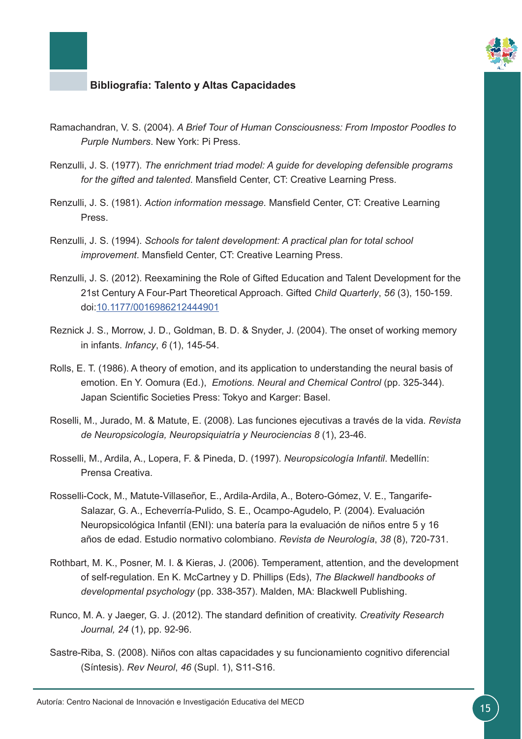**Bibliografía: Talento y Altas Capacidades**

Ramachandran, V. S. (2004). *A Brief Tour of Human Consciousness: From Impostor Poodles to Purple Numbers*. New York: Pi Press.

Renzulli, J. S. (1977). *The enrichment triad model: A guide for developing defensible programs for the gifted and talented*. Mansfield Center, CT: Creative Learning Press.

Renzulli, J. S. (1981). *Action information message.* Mansfield Center, CT: Creative Learning Press.

Renzulli, J. S. (1994). *Schools for talent development: A practical plan for total school improvement*. Mansfield Center, CT: Creative Learning Press.

Renzulli, J. S. (2012). Reexamining the Role of Gifted Education and Talent Development for the 21st Century A Four-Part Theoretical Approach. Gifted *Child Quarterly*, *56* (3), 150-159. doi:10.1177/0016986212444901

Reznick J. S., Morrow, J. D., Goldman, B. D. & Snyder, J. (2004). The onset of working memory in infants. *Infancy*, *6* (1), 145-54.

Rolls, E. T. (1986). A theory of emotion, and its application to understanding the neural basis of emotion. En Y. Oomura (Ed.), *Emotions. Neural and Chemical Control* (pp. 325-344). Japan Scientific Societies Press: Tokyo and Karger: Basel.

Roselli, M., Jurado, M. & Matute, E. (2008). Las funciones ejecutivas a través de la vida. *Revista de Neuropsicología, Neuropsiquiatría y Neurociencias 8* (1), 23-46.

Rosselli, M., Ardila, A., Lopera, F. & Pineda, D. (1997). *Neuropsicología Infantil*. Medellín: Prensa Creativa.

Rosselli-Cock, M., Matute-Villaseñor, E., Ardila-Ardila, A., Botero-Gómez, V. E., Tangarife-Salazar, G. A., Echeverría-Pulido, S. E., Ocampo-Agudelo, P. (2004). Evaluación Neuropsicológica Infantil (ENI): una batería para la evaluación de niños entre 5 y 16 años de edad. Estudio normativo colombiano. *Revista de Neurología*, *38* (8), 720-731.

Rothbart, M. K., Posner, M. I. & Kieras, J. (2006). Temperament, attention, and the development of self-regulation. En K. McCartney y D. Phillips (Eds), *The Blackwell handbooks of developmental psychology* (pp. 338-357). Malden, MA: Blackwell Publishing.

Runco, M. A. y Jaeger, G. J. (2012). The standard definition of creativity. *Creativity Research Journal, 24* (1), pp. 92-96.

Sastre-Riba, S. (2008). Niños con altas capacidades y su funcionamiento cognitivo diferencial (Síntesis). *Rev Neurol*, *46* (Supl. 1), S11-S16.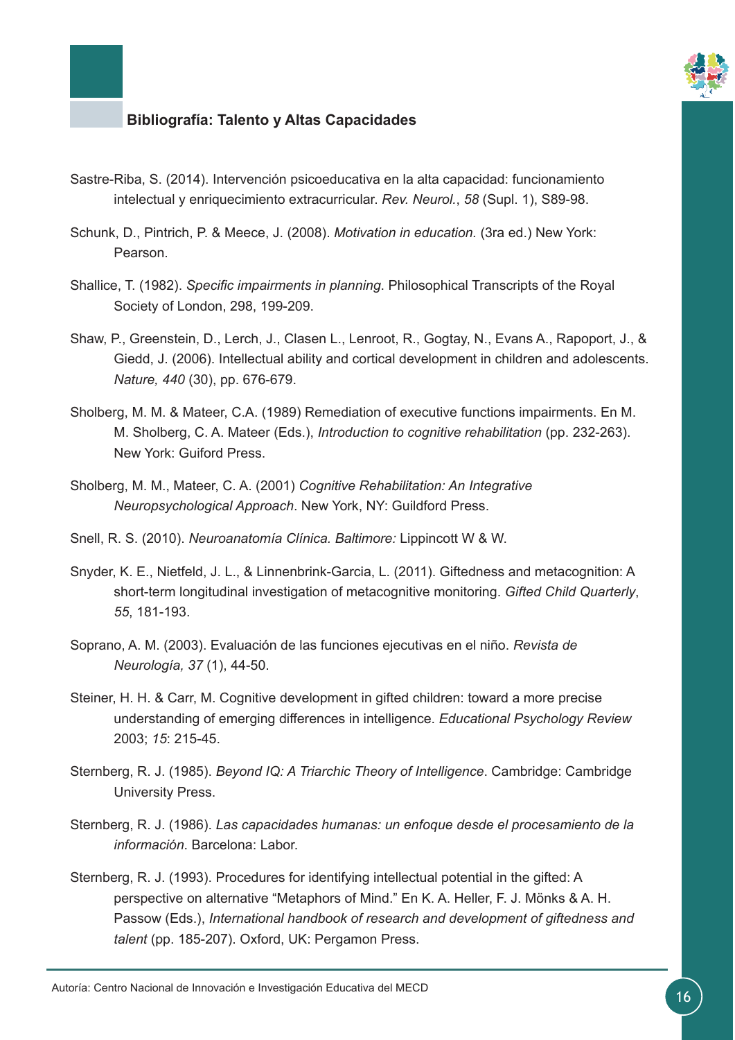## Bibliografía: Talento y Altas Capacidades

Sastre-Riba, S. (2014). Intervención psicoeducativa en la alta capacidad: funcionamiento intelectual y enriquecimiento extracurricular. *Rev. Neurol.*, *58* (Supl. 1), S89-98.

Schunk, D., Pintrich, P. & Meece, J. (2008). *Motivation in education.* (3ra ed.) New York: Pearson.

Shallice, T. (1982). *Specific impairments in planning*. Philosophical Transcripts of the Royal Society of London, 298, 199-209.

Shaw, P., Greenstein, D., Lerch, J., Clasen L., Lenroot, R., Gogtay, N., Evans A., Rapoport, J., & Giedd, J. (2006). Intellectual ability and cortical development in children and adolescents. *Nature, 440* (30), pp. 676-679.

Sholberg, M. M. & Mateer, C.A. (1989) Remediation of executive functions impairments. En M. M. Sholberg, C. A. Mateer (Eds.), *Introduction to cognitive rehabilitation* (pp. 232-263). New York: Guiford Press.

Sholberg, M. M., Mateer, C. A. (2001) *Cognitive Rehabilitation: An Integrative Neuropsychological Approach*. New York, NY: Guildford Press.

Snell, R. S. (2010). *Neuroanatomía Clínica. Baltimore:* Lippincott W & W.

Snyder, K. E., Nietfeld, J. L., & Linnenbrink-Garcia, L. (2011). Giftedness and metacognition: A short-term longitudinal investigation of metacognitive monitoring. *Gifted Child Quarterly*, *55*, 181-193.

Soprano, A. M. (2003). Evaluación de las funciones ejecutivas en el niño. *Revista de Neurología, 37* (1), 44-50.

Steiner, H. H. & Carr, M. Cognitive development in gifted children: toward a more precise understanding of emerging differences in intelligence. *Educational Psychology Review* 2003; *15*: 215-45.

Sternberg, R. J. (1985). *Beyond IQ: A Triarchic Theory of Intelligence*. Cambridge: Cambridge University Press.

Sternberg, R. J. (1986). *Las capacidades humanas: un enfoque desde el procesamiento de la información*. Barcelona: Labor.

Sternberg, R. J. (1993). Procedures for identifying intellectual potential in the gifted: A perspective on alternative "Metaphors of Mind." En K. A. Heller, F. J. Mönks & A. H. Passow (Eds.), *International handbook of research and development of giftedness and talent* (pp. 185-207). Oxford, UK: Pergamon Press.

Autoría: Centro Nacional de Innovación e Investigación Educativa del MECD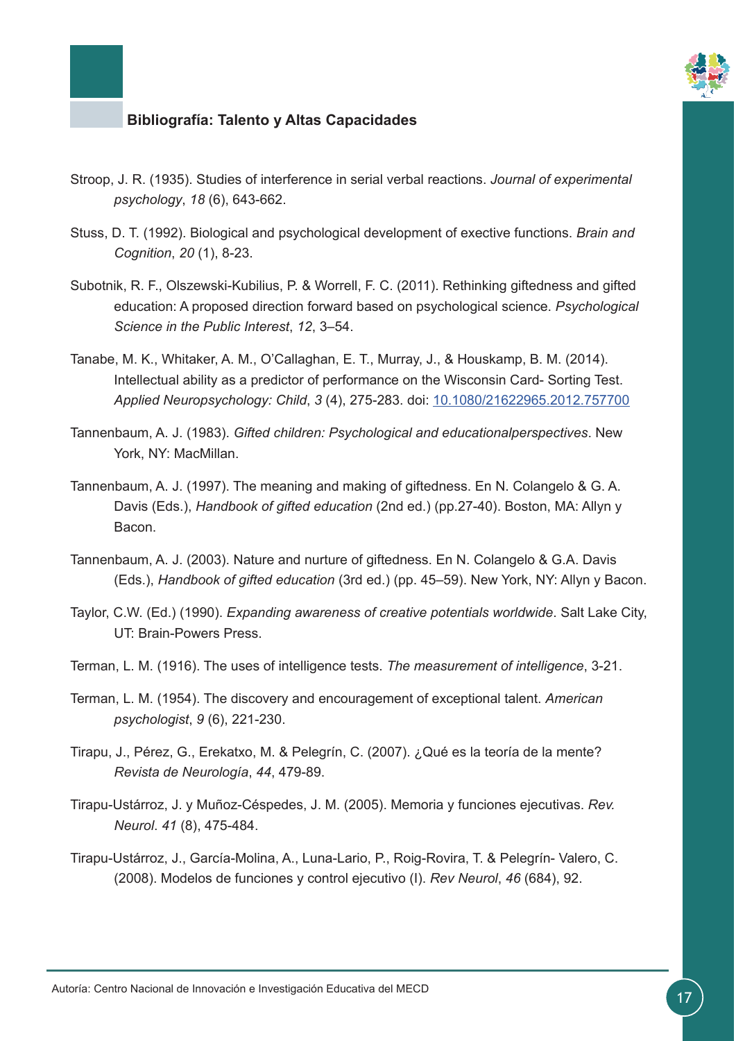**Bibliografía: Talento y Altas Capacidades**

Stroop, J. R. (1935). Studies of interference in serial verbal reactions. *Journal of experimental psychology*, *18* (6), 643-662.

Stuss, D. T. (1992). Biological and psychological development of exective functions. *Brain and Cognition*, *20* (1), 8-23.

Subotnik, R. F., Olszewski-Kubilius, P. & Worrell, F. C. (2011). Rethinking giftedness and gifted education: A proposed direction forward based on psychological science. *Psychological Science in the Public Interest*, *12*, 3–54.

Tanabe, M. K., Whitaker, A. M., O'Callaghan, E. T., Murray, J., & Houskamp, B. M. (2014). Intellectual ability as a predictor of performance on the Wisconsin Card- Sorting Test. *Applied Neuropsychology: Child*, *3* (4), 275-283. doi: 10.1080/21622965.2012.757700

Tannenbaum, A. J. (1983). *Gifted children: Psychological and educationalperspectives*. New York, NY: MacMillan.

Tannenbaum, A. J. (1997). The meaning and making of giftedness. En N. Colangelo & G. A. Davis (Eds.), *Handbook of gifted education* (2nd ed.) (pp.27-40). Boston, MA: Allyn y Bacon.

Tannenbaum, A. J. (2003). Nature and nurture of giftedness. En N. Colangelo & G.A. Davis (Eds.), *Handbook of gifted education* (3rd ed.) (pp. 45–59). New York, NY: Allyn y Bacon.

Taylor, C.W. (Ed.) (1990). *Expanding awareness of creative potentials worldwide*. Salt Lake City, UT: Brain-Powers Press.

Terman, L. M. (1916). The uses of intelligence tests. *The measurement of intelligence*, 3-21.

Terman, L. M. (1954). The discovery and encouragement of exceptional talent. *American psychologist*, *9* (6), 221-230.

Tirapu, J., Pérez, G., Erekatxo, M. & Pelegrín, C. (2007). ¿Qué es la teoría de la mente? *Revista de Neurología*, *44*, 479-89.

Tirapu-Ustárroz, J. y Muñoz-Céspedes, J. M. (2005). Memoria y funciones ejecutivas. *Rev. Neurol*. *41* (8), 475-484.

Tirapu-Ustárroz, J., García-Molina, A., Luna-Lario, P., Roig-Rovira, T. & Pelegrín- Valero, C. (2008). Modelos de funciones y control ejecutivo (I). *Rev Neurol*, *46* (684), 92.

Autoría: Centro Nacional de Innovación e Investigación Educativa del MECD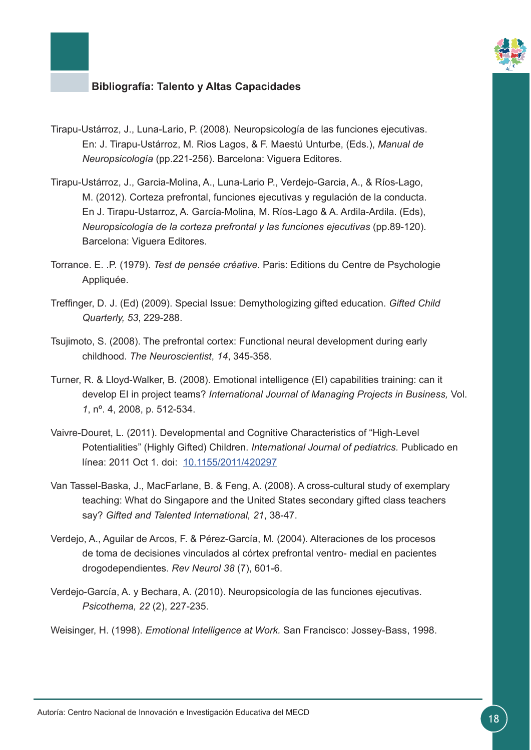## Bibliografía: Talento y Altas Capacidades

Tirapu-Ustárroz, J., Luna-Lario, P. (2008). Neuropsicología de las funciones ejecutivas. En: J. Tirapu-Ustárroz, M. Rios Lagos, & F. Maestú Unturbe, (Eds.), *Manual de Neuropsicología* (pp.221-256). Barcelona: Viguera Editores.

Tirapu-Ustárroz, J., Garcia-Molina, A., Luna-Lario P., Verdejo-Garcia, A., & Ríos-Lago, M. (2012). Corteza prefrontal, funciones ejecutivas y regulación de la conducta. En J. Tirapu-Ustarroz, A. García-Molina, M. Ríos-Lago & A. Ardila-Ardila. (Eds), *Neuropsicología de la corteza prefrontal y las funciones ejecutivas* (pp.89-120). Barcelona: Viguera Editores.

Torrance. E. .P. (1979). *Test de pensée créative*. Paris: Editions du Centre de Psychologie Appliquée.

Treffinger, D. J. (Ed) (2009). Special Issue: Demythologizing gifted education. *Gifted Child Quarterly, 53*, 229-288.

Tsujimoto, S. (2008). The prefrontal cortex: Functional neural development during early childhood. *The Neuroscientist*, *14*, 345-358.

Turner, R. & Lloyd-Walker, B. (2008). Emotional intelligence (EI) capabilities training: can it develop EI in project teams? *International Journal of Managing Projects in Business,* Vol. *1*, nº. 4, 2008, p. 512-534.

Vaivre-Douret, L. (2011). Developmental and Cognitive Characteristics of "High-Level Potentialities" (Highly Gifted) Children. *International Journal of pediatrics*. Publicado en línea: 2011 Oct 1. doi: 10.1155/2011/420297

Van Tassel-Baska, J., MacFarlane, B. & Feng, A. (2008). A cross-cultural study of exemplary teaching: What do Singapore and the United States secondary gifted class teachers say? *Gifted and Talented International, 21*, 38-47.

Verdejo, A., Aguilar de Arcos, F. & Pérez-García, M. (2004). Alteraciones de los procesos de toma de decisiones vinculados al córtex prefrontal ventro- medial en pacientes drogodependientes. *Rev Neurol 38* (7), 601-6.

Verdejo-García, A. y Bechara, A. (2010). Neuropsicología de las funciones ejecutivas. *Psicothema, 22* (2), 227-235.

Weisinger, H. (1998). *Emotional Intelligence at Work.* San Francisco: Jossey-Bass, 1998.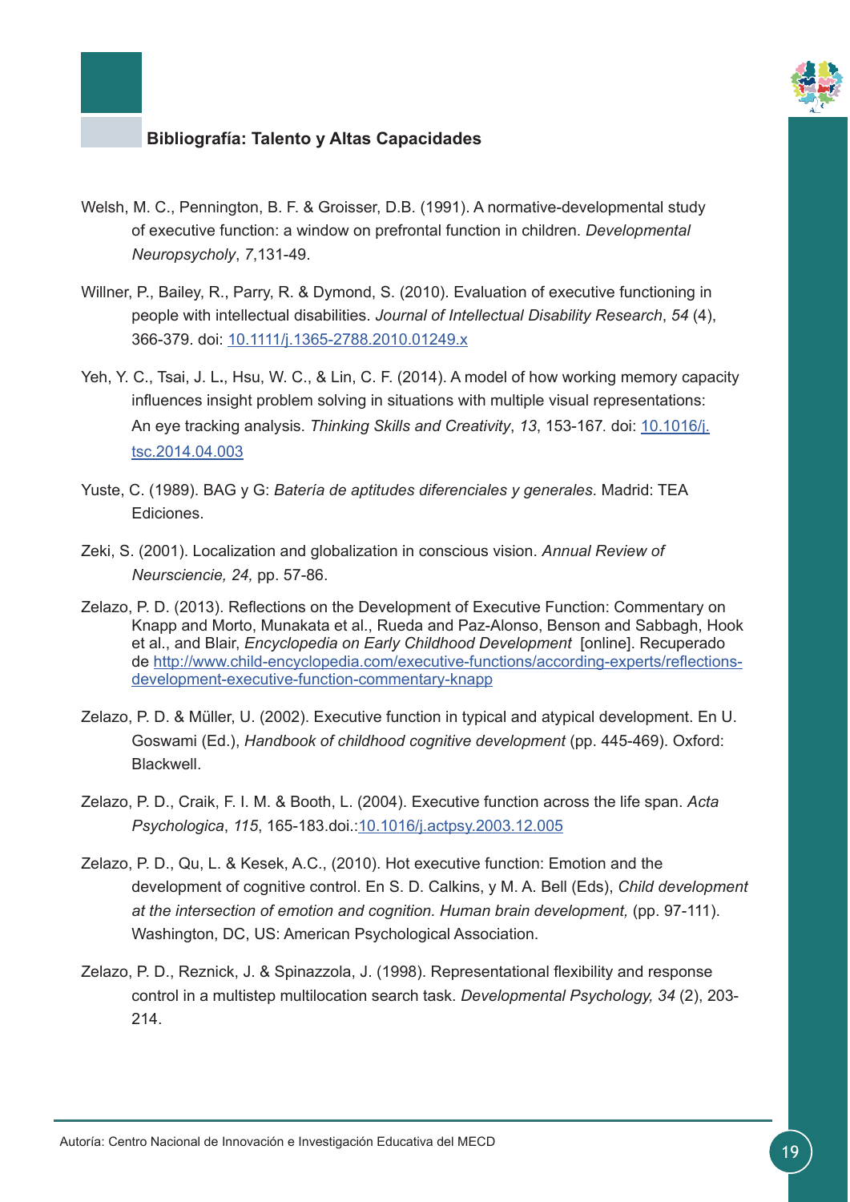## Bibliografía: Talento y Altas Capacidades

Welsh, M. C., Pennington, B. F. & Groisser, D.B. (1991). A normative-developmental study of executive function: a window on prefrontal function in children. *Developmental Neuropsycholy*, *7*,131-49.

Willner, P., Bailey, R., Parry, R. & Dymond, S. (2010). Evaluation of executive functioning in people with intellectual disabilities. *Journal of Intellectual Disability Research*, *54* (4), 366-379. doi: [10.1111/j.1365-2788.2010.01249.x](10.1111/j.1365-2788.2010.01249.x)

Yeh, Y. C., Tsai, J. L., Hsu, W. C., & Lin, C. F. (2014). A model of how working memory capacity influences insight problem solving in situations with multiple visual representations: An eye tracking analysis. *Thinking Skills and Creativity*, *13*, 153-167. doi: [10.1016/j.tsc.2014.04.003](10.1016/j.tsc.2014.04.003)

Yuste, C. (1989). BAG y G: *Batería de aptitudes diferenciales y generales*. Madrid: TEA Ediciones.

Zeki, S. (2001). Localization and globalization in conscious vision. *Annual Review of Neursciencie, 24,* pp. 57-86.

Zelazo, P. D. (2013). Reflections on the Development of Executive Function: Commentary on Knapp and Morto, Munakata et al., Rueda and Paz-Alonso, Benson and Sabbagh, Hook et al., and Blair, *Encyclopedia on Early Childhood Development* [online]. Recuperado de [http://www.child-encyclopedia.com/executive-functions/according-experts/reflections-development-executive-function-commentary-knapp](http://www.child-encyclopedia.com/executive-functions/according-experts/reflections-development-executive-function-commentary-knapp)

Zelazo, P. D. & Müller, U. (2002). Executive function in typical and atypical development. En U. Goswami (Ed.), *Handbook of childhood cognitive development* (pp. 445-469). Oxford: Blackwell.

Zelazo, P. D., Craik, F. I. M. & Booth, L. (2004). Executive function across the life span. *Acta Psychologica*, *115*, 165-183.doi.:[10.1016/j.actpsy.2003.12.005](10.1016/j.actpsy.2003.12.005)

Zelazo, P. D., Qu, L. & Kesek, A.C., (2010). Hot executive function: Emotion and the development of cognitive control. En S. D. Calkins, y M. A. Bell (Eds), *Child development at the intersection of emotion and cognition. Human brain development,* (pp. 97-111). Washington, DC, US: American Psychological Association.

Zelazo, P. D., Reznick, J. & Spinazzola, J. (1998). Representational flexibility and response control in a multistep multilocation search task. *Developmental Psychology, 34* (2), 203-214.

Autoría: Centro Nacional de Innovación e Investigación Educativa del MECD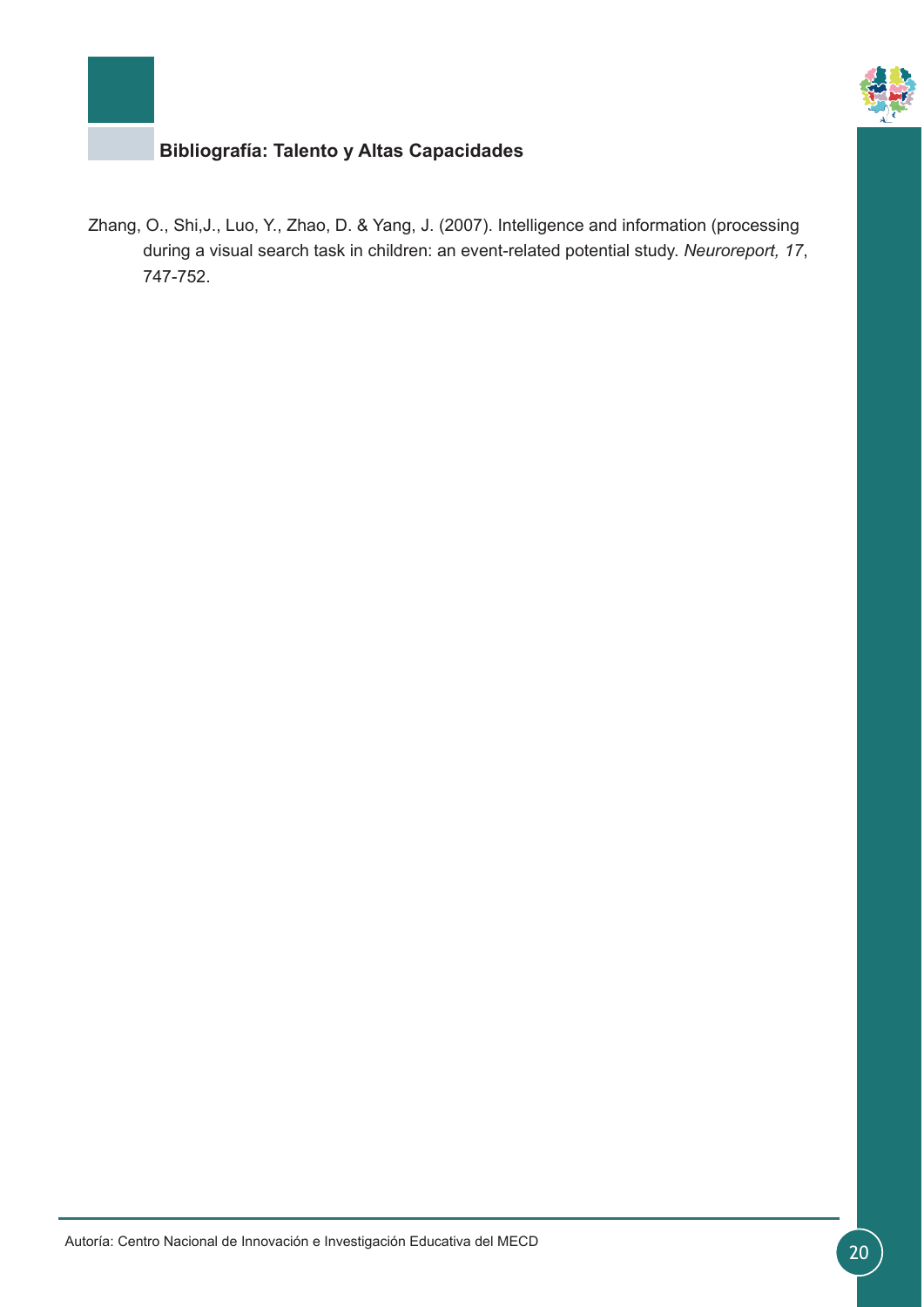**Bibliografía: Talento y Altas Capacidades**

Zhang, O., Shi,J., Luo, Y., Zhao, D. & Yang, J. (2007). Intelligence and information (processing during a visual search task in children: an event-related potential study. *Neuroreport, 17*, 747-752.